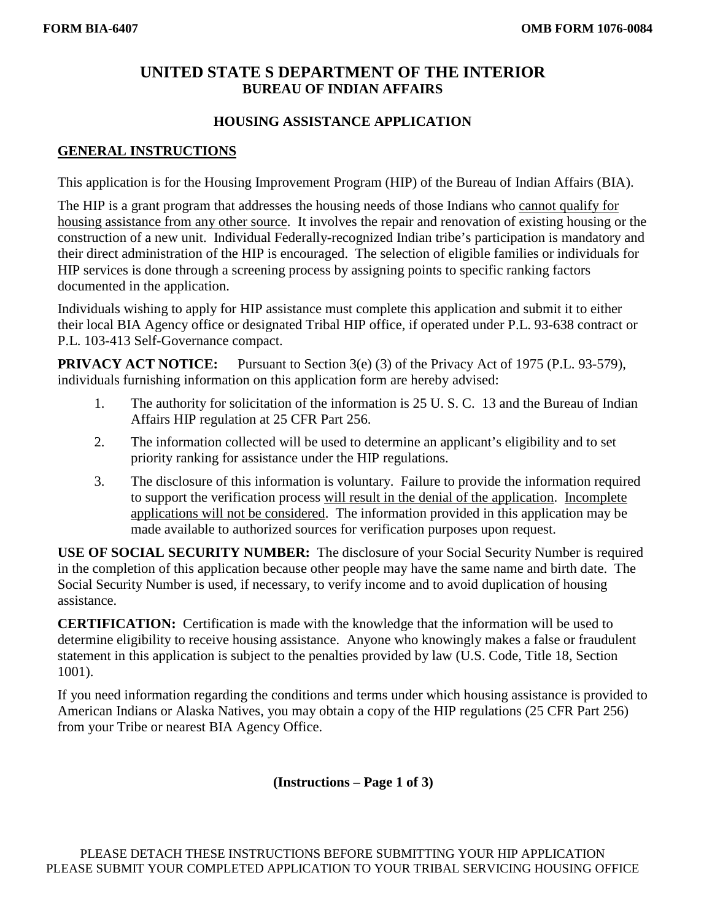FORM BIA-6407 OMB FORM 1076-0084

# UNITED STATE S DEPARTMENT OF THE INTERIOR
## BUREAU OF INDIAN AFFAIRS

### HOUSING ASSISTANCE APPLICATION

**GENERAL INSTRUCTIONS**

This application is for the Housing Improvement Program (HIP) of the Bureau of Indian Affairs (BIA).

The HIP is a grant program that addresses the housing needs of those Indians who cannot qualify for housing assistance from any other source. It involves the repair and renovation of existing housing or the construction of a new unit. Individual Federally-recognized Indian tribe's participation is mandatory and their direct administration of the HIP is encouraged. The selection of eligible families or individuals for HIP services is done through a screening process by assigning points to specific ranking factors documented in the application.

Individuals wishing to apply for HIP assistance must complete this application and submit it to either their local BIA Agency office or designated Tribal HIP office, if operated under P.L. 93-638 contract or P.L. 103-413 Self-Governance compact.

**PRIVACY ACT NOTICE:** Pursuant to Section 3(e) (3) of the Privacy Act of 1975 (P.L. 93-579), individuals furnishing information on this application form are hereby advised:

1. The authority for solicitation of the information is 25 U. S. C. 13 and the Bureau of Indian Affairs HIP regulation at 25 CFR Part 256.
2. The information collected will be used to determine an applicant's eligibility and to set priority ranking for assistance under the HIP regulations.
3. The disclosure of this information is voluntary. Failure to provide the information required to support the verification process will result in the denial of the application. Incomplete applications will not be considered. The information provided in this application may be made available to authorized sources for verification purposes upon request.

**USE OF SOCIAL SECURITY NUMBER:** The disclosure of your Social Security Number is required in the completion of this application because other people may have the same name and birth date. The Social Security Number is used, if necessary, to verify income and to avoid duplication of housing assistance.

**CERTIFICATION:** Certification is made with the knowledge that the information will be used to determine eligibility to receive housing assistance. Anyone who knowingly makes a false or fraudulent statement in this application is subject to the penalties provided by law (U.S. Code, Title 18, Section 1001).

If you need information regarding the conditions and terms under which housing assistance is provided to American Indians or Alaska Natives, you may obtain a copy of the HIP regulations (25 CFR Part 256) from your Tribe or nearest BIA Agency Office.

**(Instructions – Page 1 of 3)**

PLEASE DETACH THESE INSTRUCTIONS BEFORE SUBMITTING YOUR HIP APPLICATION
PLEASE SUBMIT YOUR COMPLETED APPLICATION TO YOUR TRIBAL SERVICING HOUSING OFFICE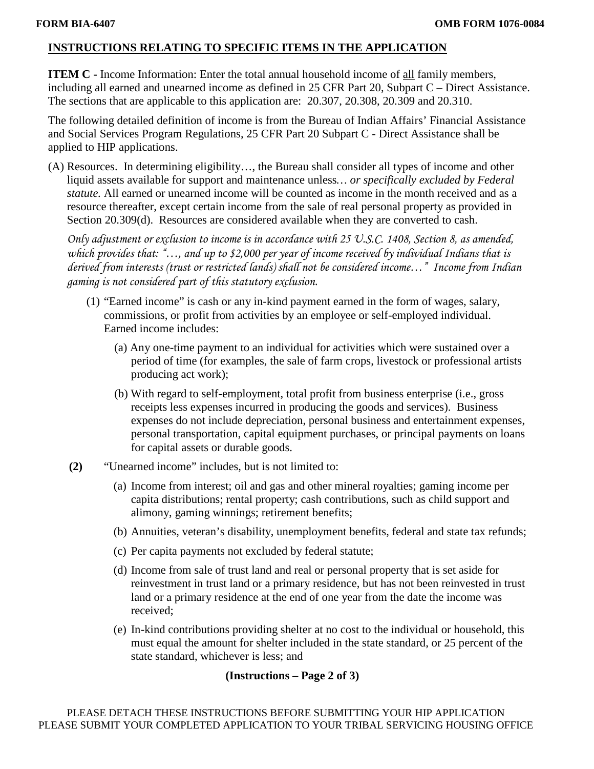## INSTRUCTIONS RELATING TO SPECIFIC ITEMS IN THE APPLICATION

**ITEM C -** Income Information: Enter the total annual household income of <u>all</u> family members, including all earned and unearned income as defined in 25 CFR Part 20, Subpart C – Direct Assistance. The sections that are applicable to this application are: 20.307, 20.308, 20.309 and 20.310.

The following detailed definition of income is from the Bureau of Indian Affairs' Financial Assistance and Social Services Program Regulations, 25 CFR Part 20 Subpart C - Direct Assistance shall be applied to HIP applications.

(A) Resources. In determining eligibility…, the Bureau shall consider all types of income and other liquid assets available for support and maintenance unless*… or specifically excluded by Federal statute.* All earned or unearned income will be counted as income in the month received and as a resource thereafter, except certain income from the sale of real personal property as provided in Section 20.309(d). Resources are considered available when they are converted to cash.

*Only adjustment or exclusion to income is in accordance with 25 U.S.C. 1408, Section 8, as amended, which provides that: "…, and up to $2,000 per year of income received by individual Indians that is derived from interests (trust or restricted lands) shall not be considered income…" Income from Indian gaming is not considered part of this statutory exclusion.*

(1) "Earned income" is cash or any in-kind payment earned in the form of wages, salary, commissions, or profit from activities by an employee or self-employed individual. Earned income includes:

(a) Any one-time payment to an individual for activities which were sustained over a period of time (for examples, the sale of farm crops, livestock or professional artists producing act work);

(b) With regard to self-employment, total profit from business enterprise (i.e., gross receipts less expenses incurred in producing the goods and services). Business expenses do not include depreciation, personal business and entertainment expenses, personal transportation, capital equipment purchases, or principal payments on loans for capital assets or durable goods.

**(2)** "Unearned income" includes, but is not limited to:

(a) Income from interest; oil and gas and other mineral royalties; gaming income per capita distributions; rental property; cash contributions, such as child support and alimony, gaming winnings; retirement benefits;

(b) Annuities, veteran's disability, unemployment benefits, federal and state tax refunds;

(c) Per capita payments not excluded by federal statute;

(d) Income from sale of trust land and real or personal property that is set aside for reinvestment in trust land or a primary residence, but has not been reinvested in trust land or a primary residence at the end of one year from the date the income was received;

(e) In-kind contributions providing shelter at no cost to the individual or household, this must equal the amount for shelter included in the state standard, or 25 percent of the state standard, whichever is less; and

PLEASE DETACH THESE INSTRUCTIONS BEFORE SUBMITTING YOUR HIP APPLICATION
PLEASE SUBMIT YOUR COMPLETED APPLICATION TO YOUR TRIBAL SERVICING HOUSING OFFICE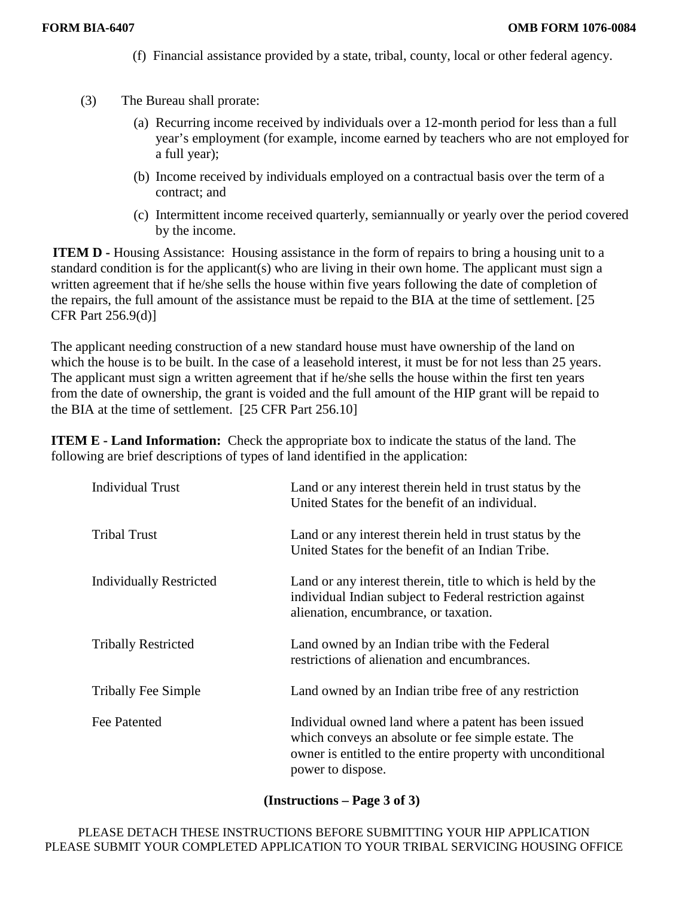(f) Financial assistance provided by a state, tribal, county, local or other federal agency.

(3) The Bureau shall prorate:

(a) Recurring income received by individuals over a 12-month period for less than a full year's employment (for example, income earned by teachers who are not employed for a full year);

(b) Income received by individuals employed on a contractual basis over the term of a contract; and

(c) Intermittent income received quarterly, semiannually or yearly over the period covered by the income.

**ITEM D -** Housing Assistance: Housing assistance in the form of repairs to bring a housing unit to a standard condition is for the applicant(s) who are living in their own home. The applicant must sign a written agreement that if he/she sells the house within five years following the date of completion of the repairs, the full amount of the assistance must be repaid to the BIA at the time of settlement. [25 CFR Part 256.9(d)]

The applicant needing construction of a new standard house must have ownership of the land on which the house is to be built. In the case of a leasehold interest, it must be for not less than 25 years. The applicant must sign a written agreement that if he/she sells the house within the first ten years from the date of ownership, the grant is voided and the full amount of the HIP grant will be repaid to the BIA at the time of settlement. [25 CFR Part 256.10]

**ITEM E - Land Information:** Check the appropriate box to indicate the status of the land. The following are brief descriptions of types of land identified in the application:

| | |
|---|---|
| Individual Trust | Land or any interest therein held in trust status by the United States for the benefit of an individual. |
| Tribal Trust | Land or any interest therein held in trust status by the United States for the benefit of an Indian Tribe. |
| Individually Restricted | Land or any interest therein, title to which is held by the individual Indian subject to Federal restriction against alienation, encumbrance, or taxation. |
| Tribally Restricted | Land owned by an Indian tribe with the Federal restrictions of alienation and encumbrances. |
| Tribally Fee Simple | Land owned by an Indian tribe free of any restriction |
| Fee Patented | Individual owned land where a patent has been issued which conveys an absolute or fee simple estate. The owner is entitled to the entire property with unconditional power to dispose. |

PLEASE DETACH THESE INSTRUCTIONS BEFORE SUBMITTING YOUR HIP APPLICATION
PLEASE SUBMIT YOUR COMPLETED APPLICATION TO YOUR TRIBAL SERVICING HOUSING OFFICE